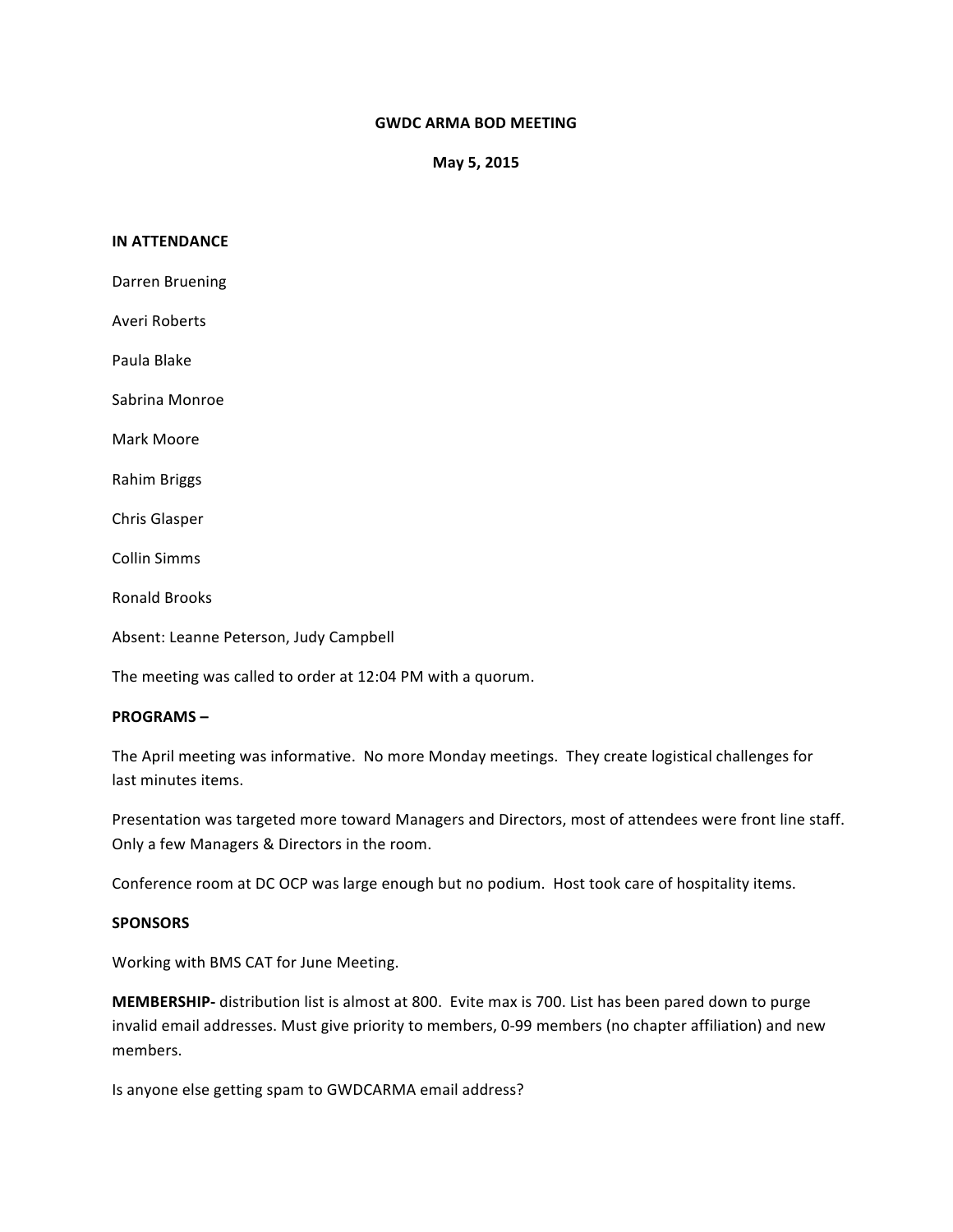**GWDC ARMA BOD MEETING**

**May 5, 2015**

**IN ATTENDANCE**

Darren Bruening

Averi Roberts

Paula Blake

Sabrina Monroe

Mark Moore

Rahim Briggs

Chris Glasper

Collin Simms

Ronald Brooks

Absent: Leanne Peterson, Judy Campbell

The meeting was called to order at 12:04 PM with a quorum.

**PROGRAMS –**

The April meeting was informative. No more Monday meetings. They create logistical challenges for last minutes items.

Presentation was targeted more toward Managers and Directors, most of attendees were front line staff. Only a few Managers & Directors in the room.

Conference room at DC OCP was large enough but no podium. Host took care of hospitality items.

**SPONSORS**

Working with BMS CAT for June Meeting.

**MEMBERSHIP-** distribution list is almost at 800. Evite max is 700. List has been pared down to purge invalid email addresses. Must give priority to members, 0-99 members (no chapter affiliation) and new members.

Is anyone else getting spam to GWDCARMA email address?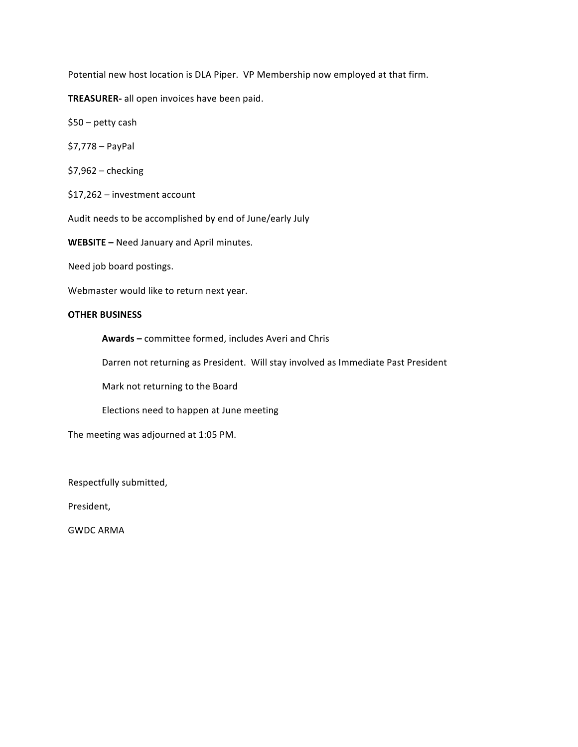Potential new host location is DLA Piper. VP Membership now employed at that firm.

**TREASURER-** all open invoices have been paid.

$50 – petty cash

$7,778 – PayPal

$7,962 – checking

$17,262 – investment account

Audit needs to be accomplished by end of June/early July

**WEBSITE –** Need January and April minutes.

Need job board postings.

Webmaster would like to return next year.

**OTHER BUSINESS**

> **Awards –** committee formed, includes Averi and Chris
>
> Darren not returning as President. Will stay involved as Immediate Past President
>
> Mark not returning to the Board
>
> Elections need to happen at June meeting

The meeting was adjourned at 1:05 PM.

Respectfully submitted,

President,

GWDC ARMA